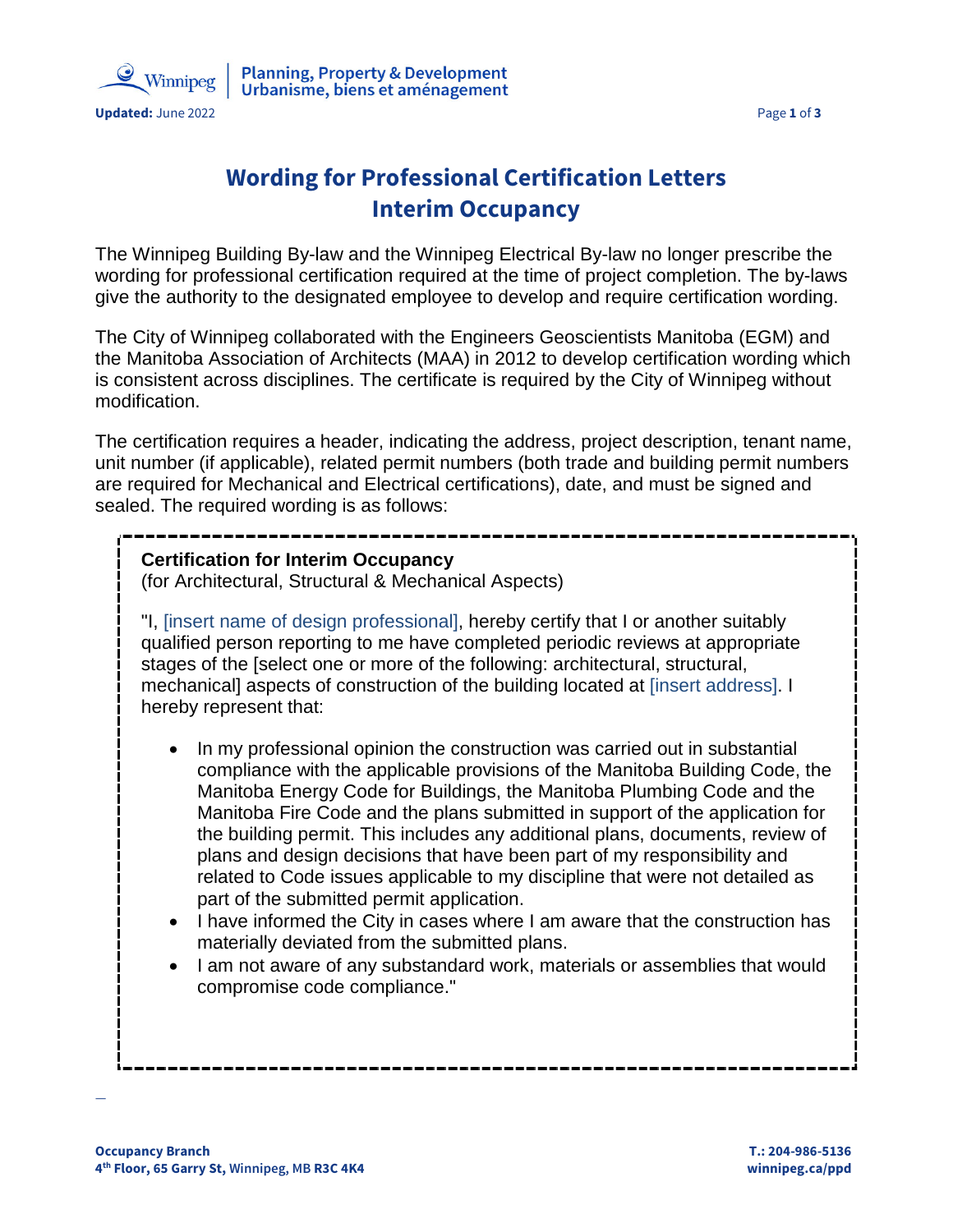# Wording for Professional Certification Letters
# Interim Occupancy

The Winnipeg Building By-law and the Winnipeg Electrical By-law no longer prescribe the wording for professional certification required at the time of project completion. The by-laws give the authority to the designated employee to develop and require certification wording.

The City of Winnipeg collaborated with the Engineers Geoscientists Manitoba (EGM) and the Manitoba Association of Architects (MAA) in 2012 to develop certification wording which is consistent across disciplines. The certificate is required by the City of Winnipeg without modification.

The certification requires a header, indicating the address, project description, tenant name, unit number (if applicable), related permit numbers (both trade and building permit numbers are required for Mechanical and Electrical certifications), date, and must be signed and sealed. The required wording is as follows:

---

**Certification for Interim Occupancy**
(for Architectural, Structural & Mechanical Aspects)

"I, [insert name of design professional], hereby certify that I or another suitably qualified person reporting to me have completed periodic reviews at appropriate stages of the [select one or more of the following: architectural, structural, mechanical] aspects of construction of the building located at [insert address]. I hereby represent that:

- In my professional opinion the construction was carried out in substantial compliance with the applicable provisions of the Manitoba Building Code, the Manitoba Energy Code for Buildings, the Manitoba Plumbing Code and the Manitoba Fire Code and the plans submitted in support of the application for the building permit. This includes any additional plans, documents, review of plans and design decisions that have been part of my responsibility and related to Code issues applicable to my discipline that were not detailed as part of the submitted permit application.
- I have informed the City in cases where I am aware that the construction has materially deviated from the submitted plans.
- I am not aware of any substandard work, materials or assemblies that would compromise code compliance."

---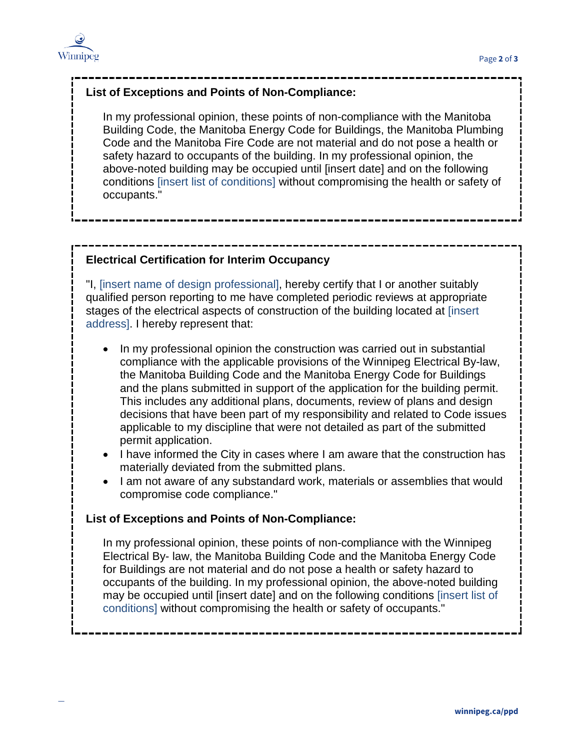**List of Exceptions and Points of Non-Compliance:**

In my professional opinion, these points of non-compliance with the Manitoba Building Code, the Manitoba Energy Code for Buildings, the Manitoba Plumbing Code and the Manitoba Fire Code are not material and do not pose a health or safety hazard to occupants of the building. In my professional opinion, the above-noted building may be occupied until [insert date] and on the following conditions [insert list of conditions] without compromising the health or safety of occupants."

**Electrical Certification for Interim Occupancy**

"I, [insert name of design professional], hereby certify that I or another suitably qualified person reporting to me have completed periodic reviews at appropriate stages of the electrical aspects of construction of the building located at [insert address]. I hereby represent that:

- In my professional opinion the construction was carried out in substantial compliance with the applicable provisions of the Winnipeg Electrical By-law, the Manitoba Building Code and the Manitoba Energy Code for Buildings and the plans submitted in support of the application for the building permit. This includes any additional plans, documents, review of plans and design decisions that have been part of my responsibility and related to Code issues applicable to my discipline that were not detailed as part of the submitted permit application.
- I have informed the City in cases where I am aware that the construction has materially deviated from the submitted plans.
- I am not aware of any substandard work, materials or assemblies that would compromise code compliance."

**List of Exceptions and Points of Non-Compliance:**

In my professional opinion, these points of non-compliance with the Winnipeg Electrical By- law, the Manitoba Building Code and the Manitoba Energy Code for Buildings are not material and do not pose a health or safety hazard to occupants of the building. In my professional opinion, the above-noted building may be occupied until [insert date] and on the following conditions [insert list of conditions] without compromising the health or safety of occupants."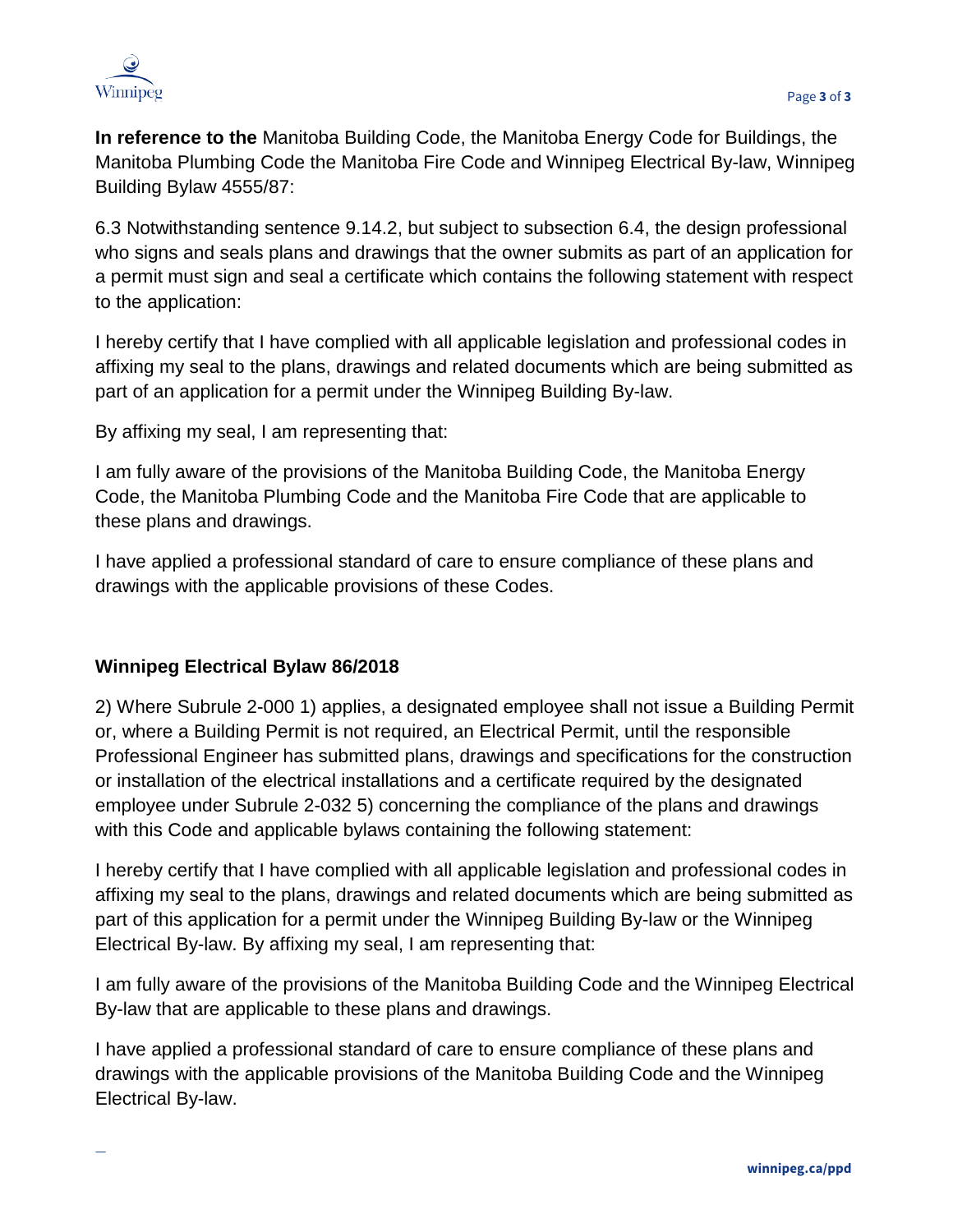**In reference to the** Manitoba Building Code, the Manitoba Energy Code for Buildings, the Manitoba Plumbing Code the Manitoba Fire Code and Winnipeg Electrical By-law, Winnipeg Building Bylaw 4555/87:

6.3 Notwithstanding sentence 9.14.2, but subject to subsection 6.4, the design professional who signs and seals plans and drawings that the owner submits as part of an application for a permit must sign and seal a certificate which contains the following statement with respect to the application:

I hereby certify that I have complied with all applicable legislation and professional codes in affixing my seal to the plans, drawings and related documents which are being submitted as part of an application for a permit under the Winnipeg Building By-law.

By affixing my seal, I am representing that:

I am fully aware of the provisions of the Manitoba Building Code, the Manitoba Energy Code, the Manitoba Plumbing Code and the Manitoba Fire Code that are applicable to these plans and drawings.

I have applied a professional standard of care to ensure compliance of these plans and drawings with the applicable provisions of these Codes.

**Winnipeg Electrical Bylaw 86/2018**

2) Where Subrule 2-000 1) applies, a designated employee shall not issue a Building Permit or, where a Building Permit is not required, an Electrical Permit, until the responsible Professional Engineer has submitted plans, drawings and specifications for the construction or installation of the electrical installations and a certificate required by the designated employee under Subrule 2-032 5) concerning the compliance of the plans and drawings with this Code and applicable bylaws containing the following statement:

I hereby certify that I have complied with all applicable legislation and professional codes in affixing my seal to the plans, drawings and related documents which are being submitted as part of this application for a permit under the Winnipeg Building By-law or the Winnipeg Electrical By-law. By affixing my seal, I am representing that:

I am fully aware of the provisions of the Manitoba Building Code and the Winnipeg Electrical By-law that are applicable to these plans and drawings.

I have applied a professional standard of care to ensure compliance of these plans and drawings with the applicable provisions of the Manitoba Building Code and the Winnipeg Electrical By-law.